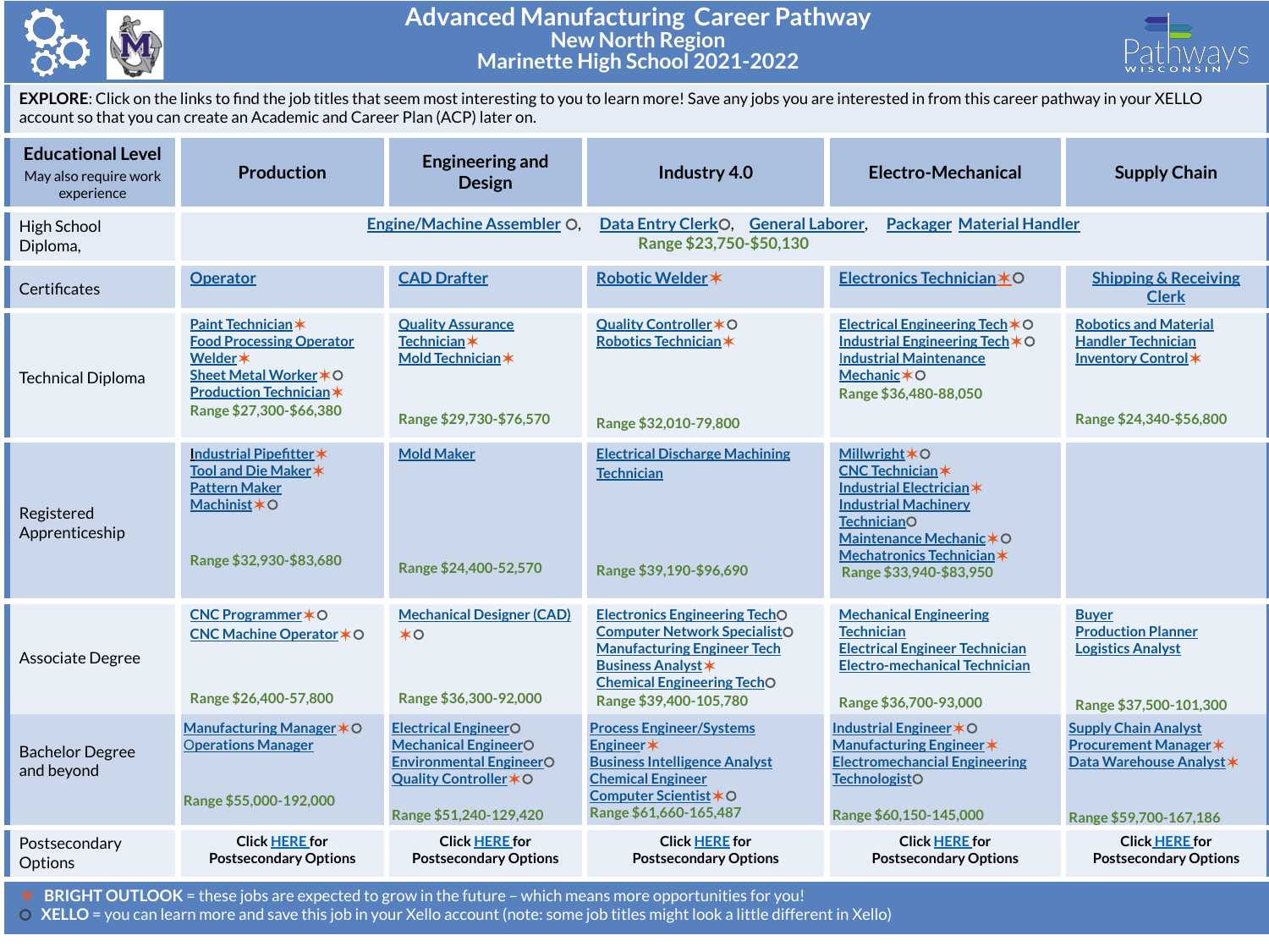# Advanced Manufacturing Career Pathway

## New North Region

## Marinette High School 2021-2022

**EXPLORE**: Click on the links to find the job titles that seem most interesting to you to learn more! Save any jobs you are interested in from this career pathway in your XELLO account so that you can create an Academic and Career Plan (ACP) later on.

| Educational Level (May also require work experience) | Production | Engineering and Design | Industry 4.0 | Electro-Mechanical | Supply Chain |
|---|---|---|---|---|---|
| High School Diploma, | Engine/Machine Assembler ○, Data Entry Clerk○, General Laborer, Packager Material Handler<br>Range $23,750-$50,130 | | | | |
| Certificates | Operator | CAD Drafter | Robotic Welder✶ | Electronics Technician✶○ | Shipping & Receiving Clerk |
| Technical Diploma | Paint Technician✶<br>Food Processing Operator<br>Welder✶<br>Sheet Metal Worker✶○<br>Production Technician✶<br>Range $27,300-$66,380 | Quality Assurance Technician✶<br>Mold Technician✶<br>Range $29,730-$76,570 | Quality Controller✶○<br>Robotics Technician✶<br>Range $32,010-79,800 | Electrical Engineering Tech✶○<br>Industrial Engineering Tech✶○<br>Industrial Maintenance Mechanic✶○<br>Range $36,480-88,050 | Robotics and Material Handler Technician<br>Inventory Control✶<br>Range $24,340-$56,800 |
| Registered Apprenticeship | Industrial Pipefitter✶<br>Tool and Die Maker✶<br>Pattern Maker<br>Machinist✶○<br>Range $32,930-$83,680 | Mold Maker<br>Range $24,400-52,570 | Electrical Discharge Machining Technician<br>Range $39,190-$96,690 | Millwright✶○<br>CNC Technician✶<br>Industrial Electrician✶<br>Industrial Machinery Technician○<br>Maintenance Mechanic✶○<br>Mechatronics Technician✶<br>Range $33,940-$83,950 | |
| Associate Degree | CNC Programmer✶○<br>CNC Machine Operator✶○<br>Range $26,400-57,800 | Mechanical Designer (CAD) ✶○<br>Range $36,300-92,000 | Electronics Engineering Tech○<br>Computer Network Specialist○<br>Manufacturing Engineer Tech<br>Business Analyst✶<br>Chemical Engineering Tech○<br>Range $39,400-105,780 | Mechanical Engineering Technician<br>Electrical Engineer Technician<br>Electro-mechanical Technician<br>Range $36,700-93,000 | Buyer<br>Production Planner<br>Logistics Analyst<br>Range $37,500-101,300 |
| Bachelor Degree and beyond | Manufacturing Manager✶○<br>Operations Manager<br>Range $55,000-192,000 | Electrical Engineer○<br>Mechanical Engineer○<br>Environmental Engineer○<br>Quality Controller✶○<br>Range $51,240-129,420 | Process Engineer/Systems Engineer✶<br>Business Intelligence Analyst<br>Chemical Engineer<br>Computer Scientist✶○<br>Range $61,660-165,487 | Industrial Engineer✶○<br>Manufacturing Engineer✶<br>Electromechanical Engineering Technologist○<br>Range $60,150-145,000 | Supply Chain Analyst<br>Procurement Manager✶<br>Data Warehouse Analyst✶<br>Range $59,700-167,186 |
| Postsecondary Options | Click HERE for Postsecondary Options | Click HERE for Postsecondary Options | Click HERE for Postsecondary Options | Click HERE for Postsecondary Options | Click HERE for Postsecondary Options |

✶ **BRIGHT OUTLOOK** = these jobs are expected to grow in the future – which means more opportunities for you!

○ **XELLO** = you can learn more and save this job in your Xello account (note: some job titles might look a little different in Xello)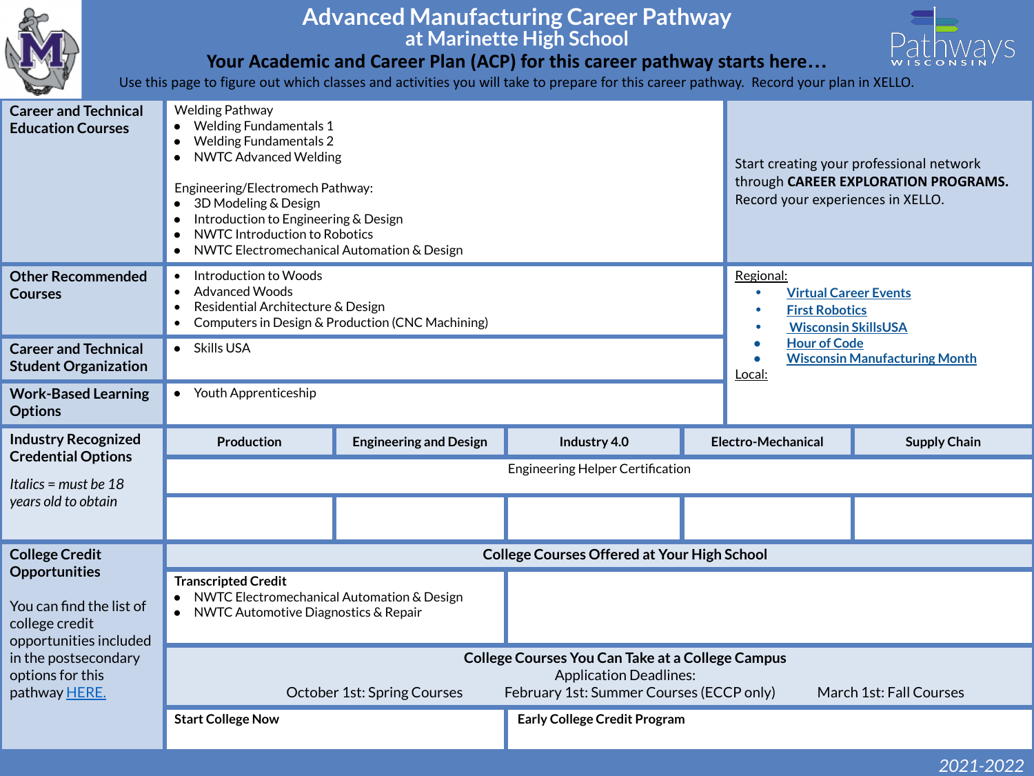# Advanced Manufacturing Career Pathway
## at Marinette High School
### Your Academic and Career Plan (ACP) for this career pathway starts here…

Use this page to figure out which classes and activities you will take to prepare for this career pathway. Record your plan in XELLO.

**Career and Technical Education Courses**

Welding Pathway
- Welding Fundamentals 1
- Welding Fundamentals 2
- NWTC Advanced Welding

Engineering/Electromech Pathway:
- 3D Modeling & Design
- Introduction to Engineering & Design
- NWTC Introduction to Robotics
- NWTC Electromechanical Automation & Design

Start creating your professional network through **CAREER EXPLORATION PROGRAMS.** Record your experiences in XELLO.

**Other Recommended Courses**
- Introduction to Woods
- Advanced Woods
- Residential Architecture & Design
- Computers in Design & Production (CNC Machining)

**Career and Technical Student Organization**
- Skills USA

**Work-Based Learning Options**
- Youth Apprenticeship

Regional:
- Virtual Career Events
- First Robotics
- Wisconsin SkillsUSA
- Hour of Code
- Wisconsin Manufacturing Month

Local:

**Industry Recognized Credential Options**

*Italics = must be 18 years old to obtain*

| Production | Engineering and Design | Industry 4.0 | Electro-Mechanical | Supply Chain |
|---|---|---|---|---|
| Engineering Helper Certification | | | | |
| | | | | |

**College Credit Opportunities**

You can find the list of college credit opportunities included in the postsecondary options for this pathway HERE.

**College Courses Offered at Your High School**

**Transcripted Credit**
- NWTC Electromechanical Automation & Design
- NWTC Automotive Diagnostics & Repair

**College Courses You Can Take at a College Campus**

Application Deadlines:

October 1st: Spring Courses — February 1st: Summer Courses (ECCP only) — March 1st: Fall Courses

**Start College Now**

**Early College Credit Program**

*2021-2022*